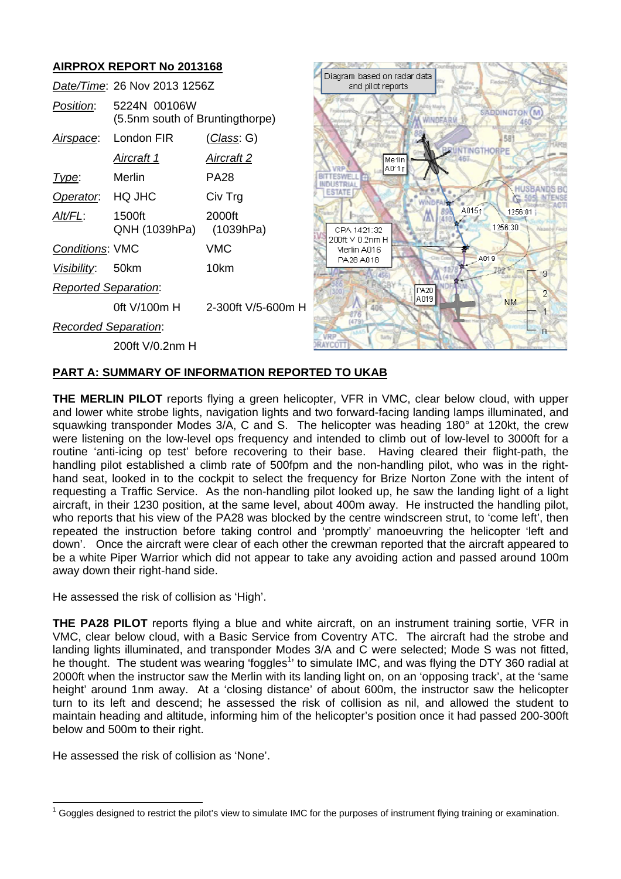## AIRPROX REPORT No 2013168

| | | |
|---|---|---|
| *Date/Time*: | 26 Nov 2013 1256Z | |
| *Position*: | 5224N 00106W (5.5nm south of Bruntingthorpe) | |
| *Airspace*: | London FIR | (*Class*: G) |
| | *Aircraft 1* | *Aircraft 2* |
| *Type*: | Merlin | PA28 |
| *Operator*: | HQ JHC | Civ Trg |
| *Alt/FL*: | 1500ft QNH (1039hPa) | 2000ft (1039hPa) |
| *Conditions*: | VMC | VMC |
| *Visibility*: | 50km | 10km |
| *Reported Separation*: | | |
| | 0ft V/100m H | 2-300ft V/5-600m H |
| *Recorded Separation*: | | |
| | 200ft V/0.2nm H | |

Diagram based on radar data and pilot reports

## PART A: SUMMARY OF INFORMATION REPORTED TO UKAB

**THE MERLIN PILOT** reports flying a green helicopter, VFR in VMC, clear below cloud, with upper and lower white strobe lights, navigation lights and two forward-facing landing lamps illuminated, and squawking transponder Modes 3/A, C and S. The helicopter was heading 180° at 120kt, the crew were listening on the low-level ops frequency and intended to climb out of low-level to 3000ft for a routine 'anti-icing op test' before recovering to their base. Having cleared their flight-path, the handling pilot established a climb rate of 500fpm and the non-handling pilot, who was in the right-hand seat, looked in to the cockpit to select the frequency for Brize Norton Zone with the intent of requesting a Traffic Service. As the non-handling pilot looked up, he saw the landing light of a light aircraft, in their 1230 position, at the same level, about 400m away. He instructed the handling pilot, who reports that his view of the PA28 was blocked by the centre windscreen strut, to 'come left', then repeated the instruction before taking control and 'promptly' manoeuvring the helicopter 'left and down'. Once the aircraft were clear of each other the crewman reported that the aircraft appeared to be a white Piper Warrior which did not appear to take any avoiding action and passed around 100m away down their right-hand side.

He assessed the risk of collision as 'High'.

**THE PA28 PILOT** reports flying a blue and white aircraft, on an instrument training sortie, VFR in VMC, clear below cloud, with a Basic Service from Coventry ATC. The aircraft had the strobe and landing lights illuminated, and transponder Modes 3/A and C were selected; Mode S was not fitted, he thought. The student was wearing 'foggles[1]' to simulate IMC, and was flying the DTY 360 radial at 2000ft when the instructor saw the Merlin with its landing light on, on an 'opposing track', at the 'same height' around 1nm away. At a 'closing distance' of about 600m, the instructor saw the helicopter turn to its left and descend; he assessed the risk of collision as nil, and allowed the student to maintain heading and altitude, informing him of the helicopter's position once it had passed 200-300ft below and 500m to their right.

He assessed the risk of collision as 'None'.

---
[1] Goggles designed to restrict the pilot's view to simulate IMC for the purposes of instrument flying training or examination.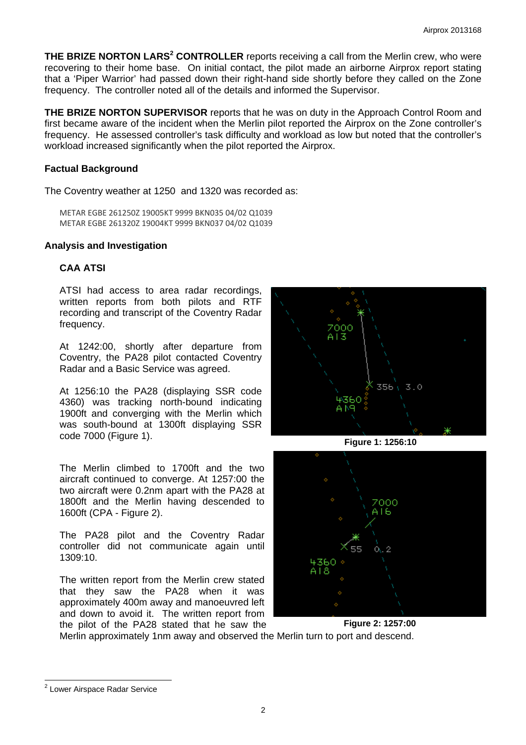**THE BRIZE NORTON LARS[2] CONTROLLER** reports receiving a call from the Merlin crew, who were recovering to their home base. On initial contact, the pilot made an airborne Airprox report stating that a 'Piper Warrior' had passed down their right-hand side shortly before they called on the Zone frequency. The controller noted all of the details and informed the Supervisor.

**THE BRIZE NORTON SUPERVISOR** reports that he was on duty in the Approach Control Room and first became aware of the incident when the Merlin pilot reported the Airprox on the Zone controller's frequency. He assessed controller's task difficulty and workload as low but noted that the controller's workload increased significantly when the pilot reported the Airprox.

### Factual Background

The Coventry weather at 1250 and 1320 was recorded as:

```
METAR EGBE 261250Z 19005KT 9999 BKN035 04/02 Q1039
METAR EGBE 261320Z 19004KT 9999 BKN037 04/02 Q1039
```

### Analysis and Investigation

#### CAA ATSI

ATSI had access to area radar recordings, written reports from both pilots and RTF recording and transcript of the Coventry Radar frequency.

At 1242:00, shortly after departure from Coventry, the PA28 pilot contacted Coventry Radar and a Basic Service was agreed.

At 1256:10 the PA28 (displaying SSR code 4360) was tracking north-bound indicating 1900ft and converging with the Merlin which was south-bound at 1300ft displaying SSR code 7000 (Figure 1).

**Figure 1: 1256:10**

The Merlin climbed to 1700ft and the two aircraft continued to converge. At 1257:00 the two aircraft were 0.2nm apart with the PA28 at 1800ft and the Merlin having descended to 1600ft (CPA - Figure 2).

**Figure 2: 1257:00**

The PA28 pilot and the Coventry Radar controller did not communicate again until 1309:10.

The written report from the Merlin crew stated that they saw the PA28 when it was approximately 400m away and manoeuvred left and down to avoid it. The written report from the pilot of the PA28 stated that he saw the Merlin approximately 1nm away and observed the Merlin turn to port and descend.

---

[2] Lower Airspace Radar Service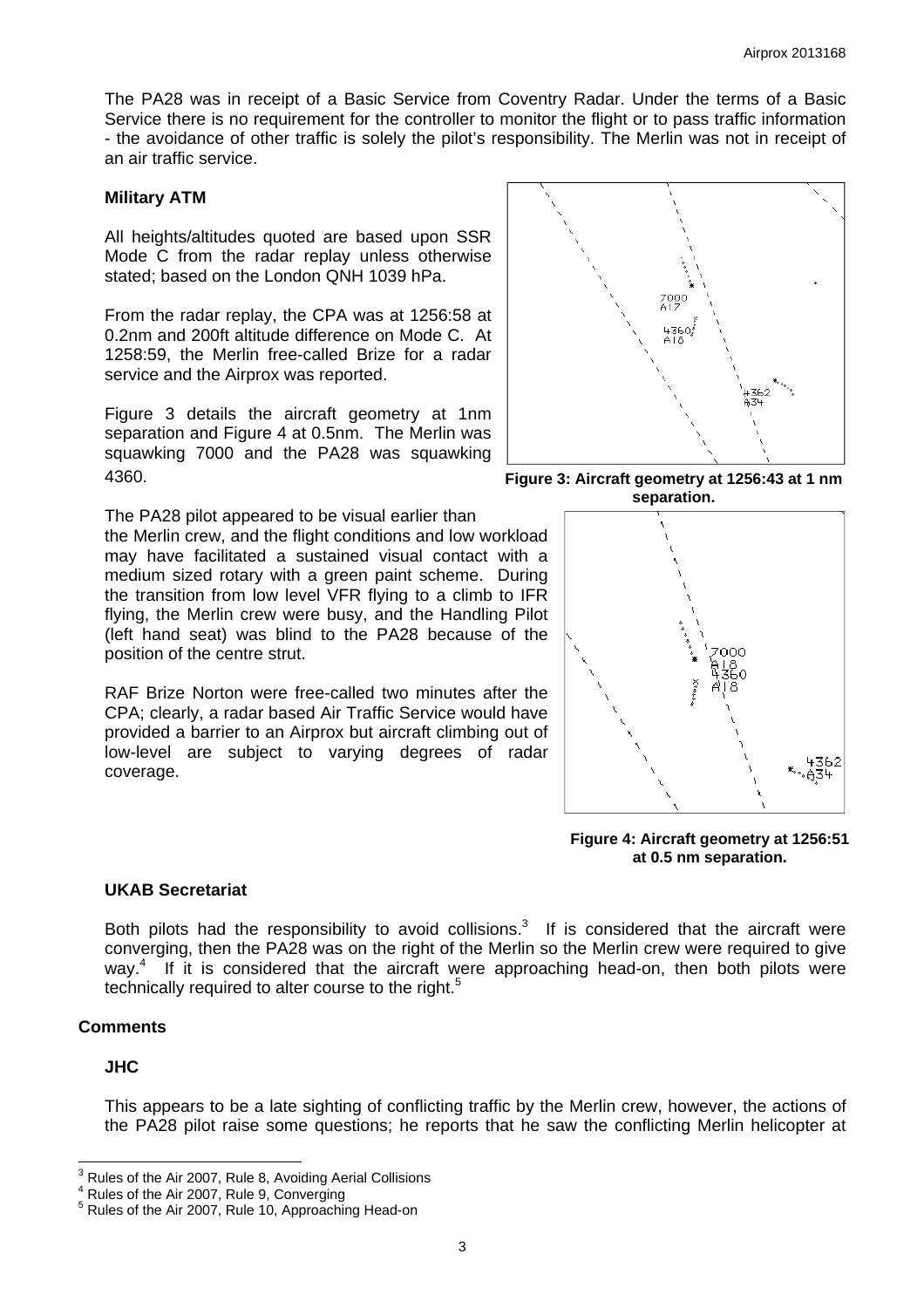The PA28 was in receipt of a Basic Service from Coventry Radar. Under the terms of a Basic Service there is no requirement for the controller to monitor the flight or to pass traffic information - the avoidance of other traffic is solely the pilot's responsibility. The Merlin was not in receipt of an air traffic service.

### Military ATM

All heights/altitudes quoted are based upon SSR Mode C from the radar replay unless otherwise stated; based on the London QNH 1039 hPa.

From the radar replay, the CPA was at 1256:58 at 0.2nm and 200ft altitude difference on Mode C. At 1258:59, the Merlin free-called Brize for a radar service and the Airprox was reported.

Figure 3 details the aircraft geometry at 1nm separation and Figure 4 at 0.5nm. The Merlin was squawking 7000 and the PA28 was squawking 4360.

**Figure 3: Aircraft geometry at 1256:43 at 1 nm separation.**

The PA28 pilot appeared to be visual earlier than the Merlin crew, and the flight conditions and low workload may have facilitated a sustained visual contact with a medium sized rotary with a green paint scheme. During the transition from low level VFR flying to a climb to IFR flying, the Merlin crew were busy, and the Handling Pilot (left hand seat) was blind to the PA28 because of the position of the centre strut.

RAF Brize Norton were free-called two minutes after the CPA; clearly, a radar based Air Traffic Service would have provided a barrier to an Airprox but aircraft climbing out of low-level are subject to varying degrees of radar coverage.

**Figure 4: Aircraft geometry at 1256:51 at 0.5 nm separation.**

### UKAB Secretariat

Both pilots had the responsibility to avoid collisions.[3] If is considered that the aircraft were converging, then the PA28 was on the right of the Merlin so the Merlin crew were required to give way.[4] If it is considered that the aircraft were approaching head-on, then both pilots were technically required to alter course to the right.[5]

## Comments

### JHC

This appears to be a late sighting of conflicting traffic by the Merlin crew, however, the actions of the PA28 pilot raise some questions; he reports that he saw the conflicting Merlin helicopter at

---

[3] Rules of the Air 2007, Rule 8, Avoiding Aerial Collisions

[4] Rules of the Air 2007, Rule 9, Converging

[5] Rules of the Air 2007, Rule 10, Approaching Head-on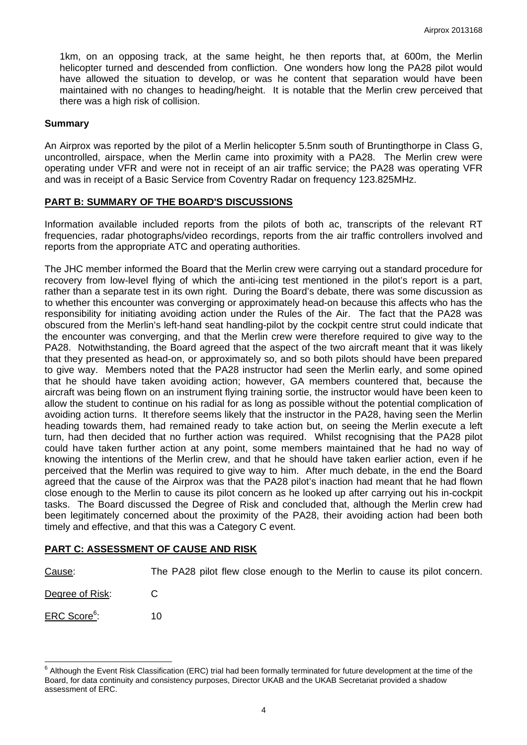1km, on an opposing track, at the same height, he then reports that, at 600m, the Merlin helicopter turned and descended from confliction. One wonders how long the PA28 pilot would have allowed the situation to develop, or was he content that separation would have been maintained with no changes to heading/height. It is notable that the Merlin crew perceived that there was a high risk of collision.

## Summary

An Airprox was reported by the pilot of a Merlin helicopter 5.5nm south of Bruntingthorpe in Class G, uncontrolled, airspace, when the Merlin came into proximity with a PA28. The Merlin crew were operating under VFR and were not in receipt of an air traffic service; the PA28 was operating VFR and was in receipt of a Basic Service from Coventry Radar on frequency 123.825MHz.

## PART B: SUMMARY OF THE BOARD'S DISCUSSIONS

Information available included reports from the pilots of both ac, transcripts of the relevant RT frequencies, radar photographs/video recordings, reports from the air traffic controllers involved and reports from the appropriate ATC and operating authorities.

The JHC member informed the Board that the Merlin crew were carrying out a standard procedure for recovery from low-level flying of which the anti-icing test mentioned in the pilot's report is a part, rather than a separate test in its own right. During the Board's debate, there was some discussion as to whether this encounter was converging or approximately head-on because this affects who has the responsibility for initiating avoiding action under the Rules of the Air. The fact that the PA28 was obscured from the Merlin's left-hand seat handling-pilot by the cockpit centre strut could indicate that the encounter was converging, and that the Merlin crew were therefore required to give way to the PA28. Notwithstanding, the Board agreed that the aspect of the two aircraft meant that it was likely that they presented as head-on, or approximately so, and so both pilots should have been prepared to give way. Members noted that the PA28 instructor had seen the Merlin early, and some opined that he should have taken avoiding action; however, GA members countered that, because the aircraft was being flown on an instrument flying training sortie, the instructor would have been keen to allow the student to continue on his radial for as long as possible without the potential complication of avoiding action turns. It therefore seems likely that the instructor in the PA28, having seen the Merlin heading towards them, had remained ready to take action but, on seeing the Merlin execute a left turn, had then decided that no further action was required. Whilst recognising that the PA28 pilot could have taken further action at any point, some members maintained that he had no way of knowing the intentions of the Merlin crew, and that he should have taken earlier action, even if he perceived that the Merlin was required to give way to him. After much debate, in the end the Board agreed that the cause of the Airprox was that the PA28 pilot's inaction had meant that he had flown close enough to the Merlin to cause its pilot concern as he looked up after carrying out his in-cockpit tasks. The Board discussed the Degree of Risk and concluded that, although the Merlin crew had been legitimately concerned about the proximity of the PA28, their avoiding action had been both timely and effective, and that this was a Category C event.

## PART C: ASSESSMENT OF CAUSE AND RISK

Cause: The PA28 pilot flew close enough to the Merlin to cause its pilot concern.

Degree of Risk: C

ERC Score[6]: 10

[6] Although the Event Risk Classification (ERC) trial had been formally terminated for future development at the time of the Board, for data continuity and consistency purposes, Director UKAB and the UKAB Secretariat provided a shadow assessment of ERC.